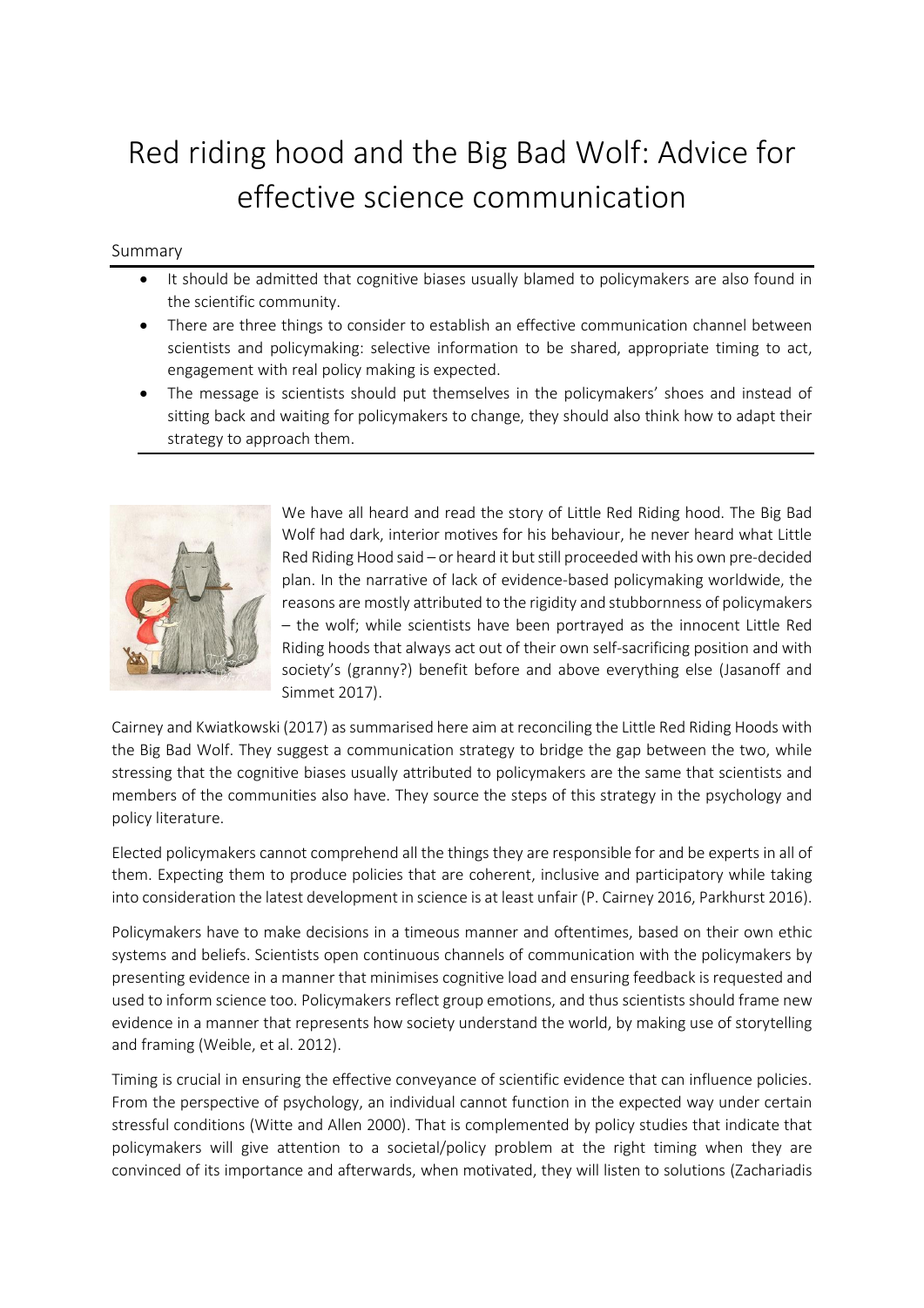# Red riding hood and the Big Bad Wolf: Advice for effective science communication

## Summary

- It should be admitted that cognitive biases usually blamed to policymakers are also found in the scientific community.
- There are three things to consider to establish an effective communication channel between scientists and policymaking: selective information to be shared, appropriate timing to act, engagement with real policy making is expected.
- The message is scientists should put themselves in the policymakers' shoes and instead of sitting back and waiting for policymakers to change, they should also think how to adapt their strategy to approach them.

We have all heard and read the story of Little Red Riding hood. The Big Bad Wolf had dark, interior motives for his behaviour, he never heard what Little Red Riding Hood said – or heard it but still proceeded with his own pre-decided plan. In the narrative of lack of evidence-based policymaking worldwide, the reasons are mostly attributed to the rigidity and stubbornness of policymakers – the wolf; while scientists have been portrayed as the innocent Little Red Riding hoods that always act out of their own self-sacrificing position and with society's (granny?) benefit before and above everything else (Jasanoff and Simmet 2017).

Cairney and Kwiatkowski (2017) as summarised here aim at reconciling the Little Red Riding Hoods with the Big Bad Wolf. They suggest a communication strategy to bridge the gap between the two, while stressing that the cognitive biases usually attributed to policymakers are the same that scientists and members of the communities also have. They source the steps of this strategy in the psychology and policy literature.

Elected policymakers cannot comprehend all the things they are responsible for and be experts in all of them. Expecting them to produce policies that are coherent, inclusive and participatory while taking into consideration the latest development in science is at least unfair (P. Cairney 2016, Parkhurst 2016).

Policymakers have to make decisions in a timeous manner and oftentimes, based on their own ethic systems and beliefs. Scientists open continuous channels of communication with the policymakers by presenting evidence in a manner that minimises cognitive load and ensuring feedback is requested and used to inform science too. Policymakers reflect group emotions, and thus scientists should frame new evidence in a manner that represents how society understand the world, by making use of storytelling and framing (Weible, et al. 2012).

Timing is crucial in ensuring the effective conveyance of scientific evidence that can influence policies. From the perspective of psychology, an individual cannot function in the expected way under certain stressful conditions (Witte and Allen 2000). That is complemented by policy studies that indicate that policymakers will give attention to a societal/policy problem at the right timing when they are convinced of its importance and afterwards, when motivated, they will listen to solutions (Zachariadis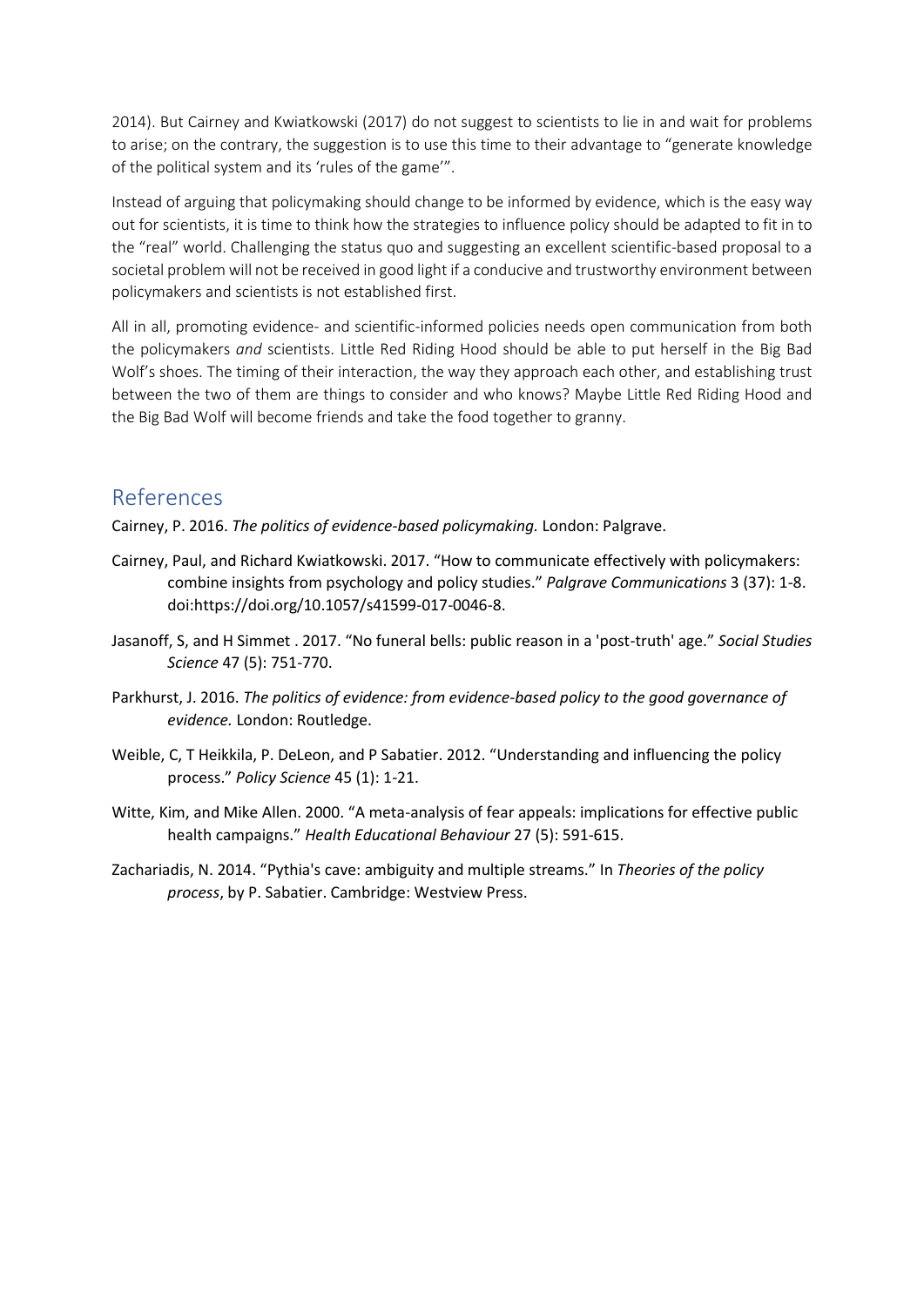2014). But Cairney and Kwiatkowski (2017) do not suggest to scientists to lie in and wait for problems to arise; on the contrary, the suggestion is to use this time to their advantage to "generate knowledge of the political system and its 'rules of the game'".

Instead of arguing that policymaking should change to be informed by evidence, which is the easy way out for scientists, it is time to think how the strategies to influence policy should be adapted to fit in to the "real" world. Challenging the status quo and suggesting an excellent scientific-based proposal to a societal problem will not be received in good light if a conducive and trustworthy environment between policymakers and scientists is not established first.

All in all, promoting evidence- and scientific-informed policies needs open communication from both the policymakers *and* scientists. Little Red Riding Hood should be able to put herself in the Big Bad Wolf's shoes. The timing of their interaction, the way they approach each other, and establishing trust between the two of them are things to consider and who knows? Maybe Little Red Riding Hood and the Big Bad Wolf will become friends and take the food together to granny.

## References

Cairney, P. 2016. *The politics of evidence-based policymaking.* London: Palgrave.

Cairney, Paul, and Richard Kwiatkowski. 2017. "How to communicate effectively with policymakers: combine insights from psychology and policy studies." *Palgrave Communications* 3 (37): 1-8. doi:https://doi.org/10.1057/s41599-017-0046-8.

Jasanoff, S, and H Simmet . 2017. "No funeral bells: public reason in a 'post-truth' age." *Social Studies Science* 47 (5): 751-770.

Parkhurst, J. 2016. *The politics of evidence: from evidence-based policy to the good governance of evidence.* London: Routledge.

Weible, C, T Heikkila, P. DeLeon, and P Sabatier. 2012. "Understanding and influencing the policy process." *Policy Science* 45 (1): 1-21.

Witte, Kim, and Mike Allen. 2000. "A meta-analysis of fear appeals: implications for effective public health campaigns." *Health Educational Behaviour* 27 (5): 591-615.

Zachariadis, N. 2014. "Pythia's cave: ambiguity and multiple streams." In *Theories of the policy process*, by P. Sabatier. Cambridge: Westview Press.